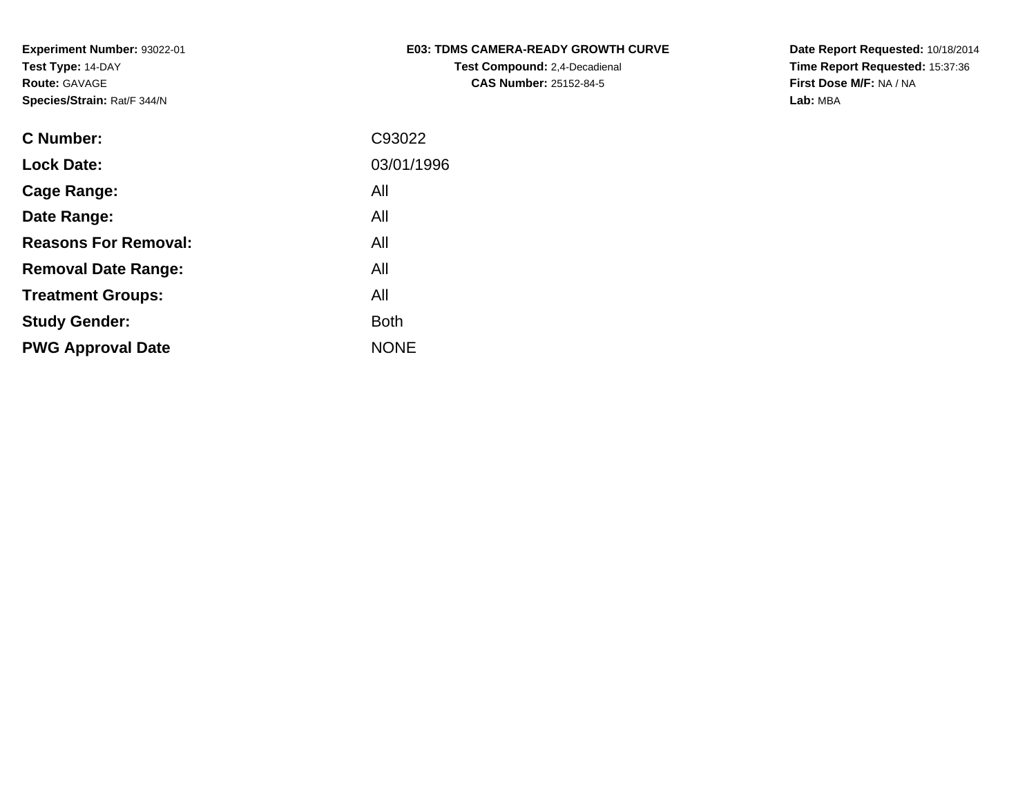**Experiment Number:** 93022-01
**Test Type:** 14-DAY
**Route:** GAVAGE
**Species/Strain:** Rat/F 344/N

**E03: TDMS CAMERA-READY GROWTH CURVE**
**Test Compound:** 2,4-Decadienal
**CAS Number:** 25152-84-5

**Date Report Requested:** 10/18/2014
**Time Report Requested:** 15:37:36
**First Dose M/F:** NA / NA
**Lab:** MBA

| | |
|---|---|
| **C Number:** | C93022 |
| **Lock Date:** | 03/01/1996 |
| **Cage Range:** | All |
| **Date Range:** | All |
| **Reasons For Removal:** | All |
| **Removal Date Range:** | All |
| **Treatment Groups:** | All |
| **Study Gender:** | Both |
| **PWG Approval Date** | NONE |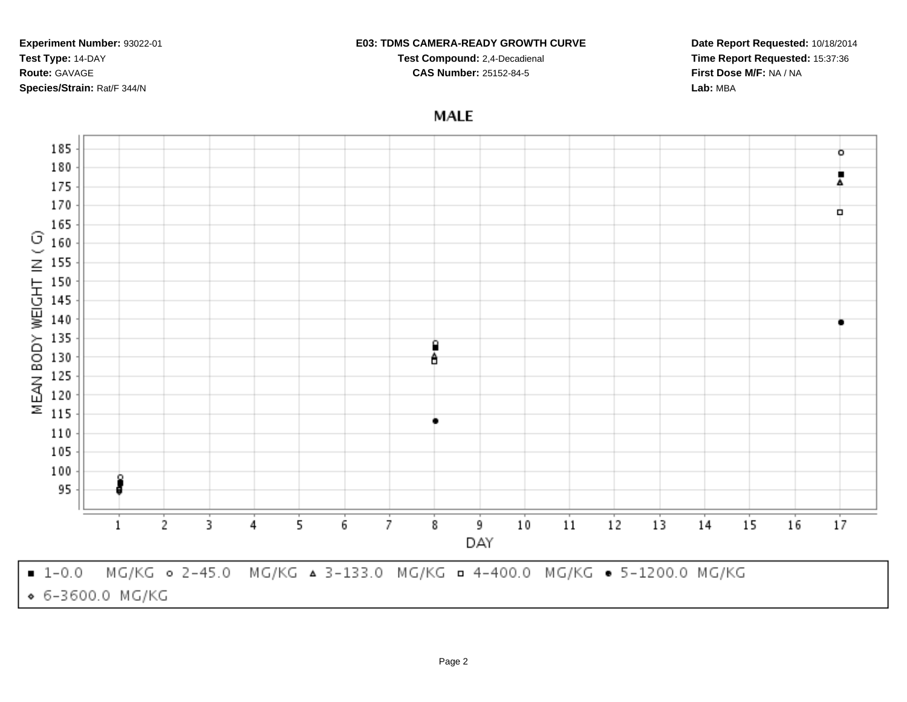**Experiment Number:** 93022-01
**Test Type:** 14-DAY
**Route:** GAVAGE
**Species/Strain:** Rat/F 344/N

**E03: TDMS CAMERA-READY GROWTH CURVE**
**Test Compound:** 2,4-Decadienal
**CAS Number:** 25152-84-5

**Date Report Requested:** 10/18/2014
**Time Report Requested:** 15:37:36
**First Dose M/F:** NA / NA
**Lab:** MBA

## MALE

MEAN BODY WEIGHT IN ( G)

DAY

■ 1-0.0 MG/KG ○ 2-45.0 MG/KG ▲ 3-133.0 MG/KG □ 4-400.0 MG/KG ● 5-1200.0 MG/KG
◇ 6-3600.0 MG/KG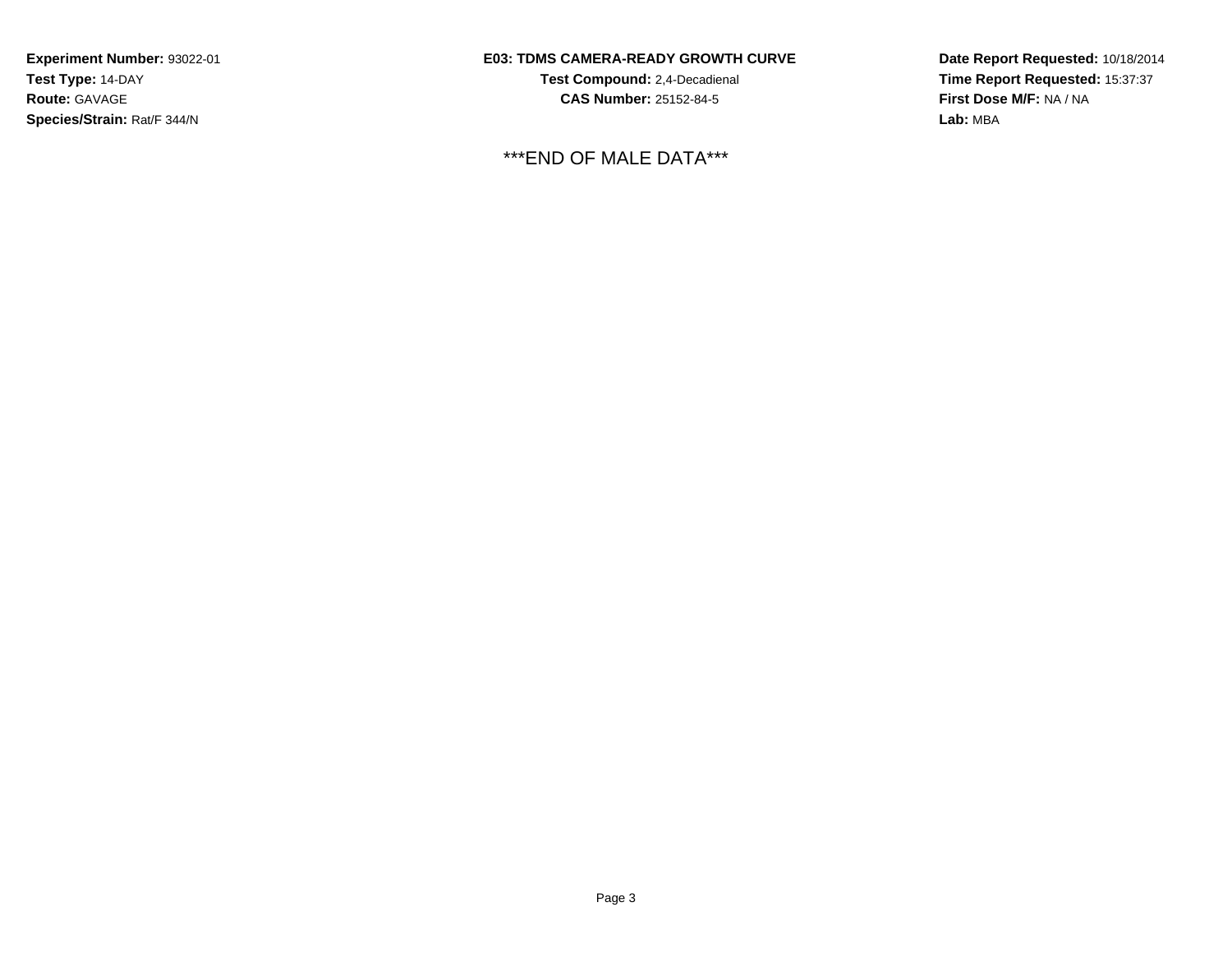**Experiment Number:** 93022-01
**Test Type:** 14-DAY
**Route:** GAVAGE
**Species/Strain:** Rat/F 344/N

**E03: TDMS CAMERA-READY GROWTH CURVE**
**Test Compound:** 2,4-Decadienal
**CAS Number:** 25152-84-5

**Date Report Requested:** 10/18/2014
**Time Report Requested:** 15:37:37
**First Dose M/F:** NA / NA
**Lab:** MBA

***END OF MALE DATA***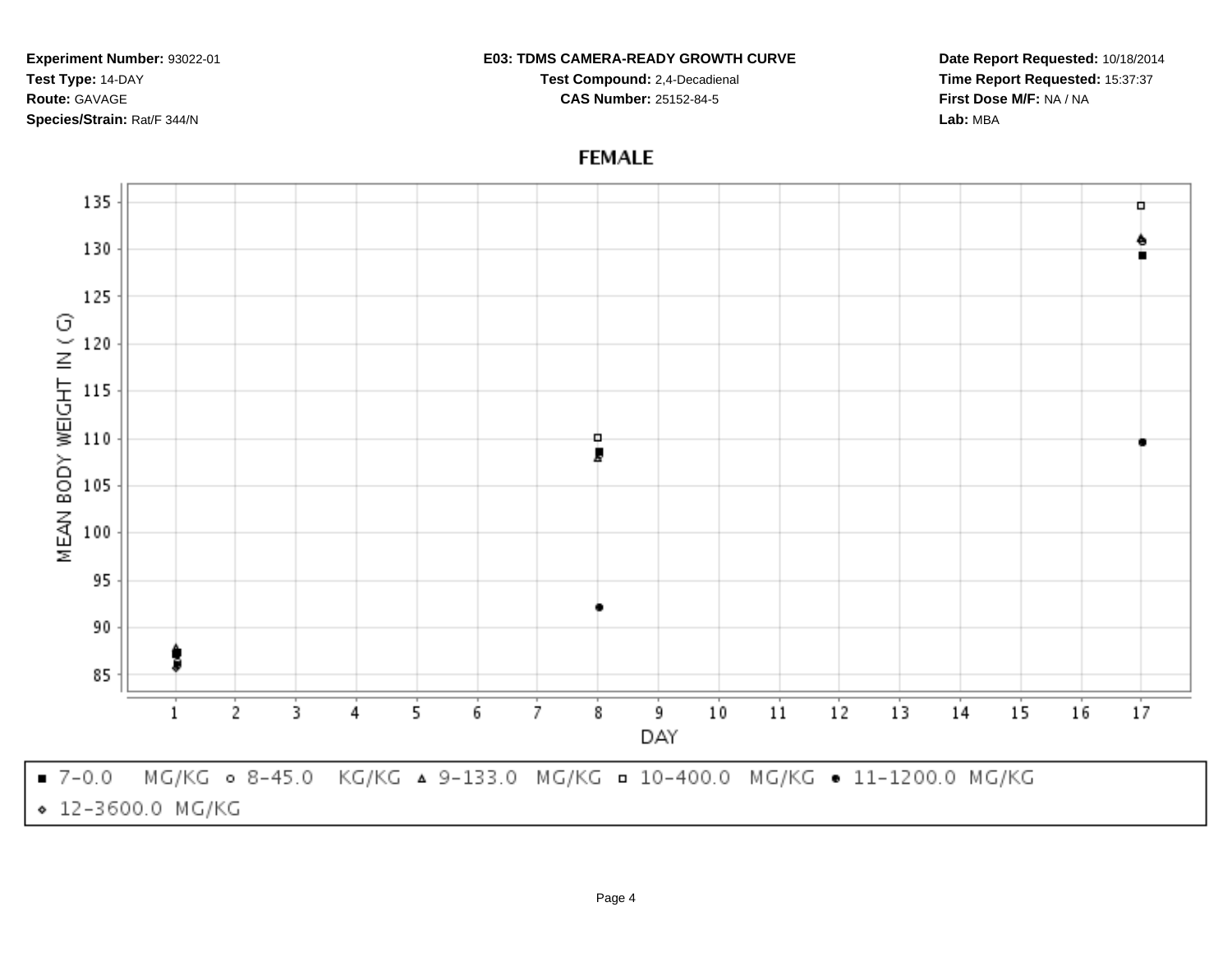**Experiment Number:** 93022-01
**Test Type:** 14-DAY
**Route:** GAVAGE
**Species/Strain:** Rat/F 344/N

**E03: TDMS CAMERA-READY GROWTH CURVE**
**Test Compound:** 2,4-Decadienal
**CAS Number:** 25152-84-5

**Date Report Requested:** 10/18/2014
**Time Report Requested:** 15:37:37
**First Dose M/F:** NA / NA
**Lab:** MBA

## FEMALE

MEAN BODY WEIGHT IN ( G)

DAY

■ 7-0.0 MG/KG ○ 8-45.0 KG/KG △ 9-133.0 MG/KG □ 10-400.0 MG/KG ● 11-1200.0 MG/KG ◇ 12-3600.0 MG/KG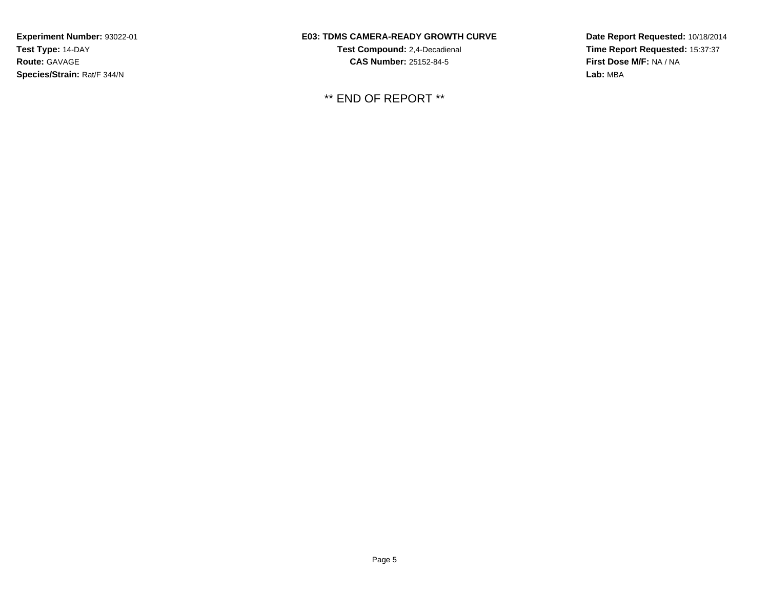**Experiment Number:** 93022-01
**Test Type:** 14-DAY
**Route:** GAVAGE
**Species/Strain:** Rat/F 344/N

**E03: TDMS CAMERA-READY GROWTH CURVE**
**Test Compound:** 2,4-Decadienal
**CAS Number:** 25152-84-5

**Date Report Requested:** 10/18/2014
**Time Report Requested:** 15:37:37
**First Dose M/F:** NA / NA
**Lab:** MBA

** END OF REPORT **